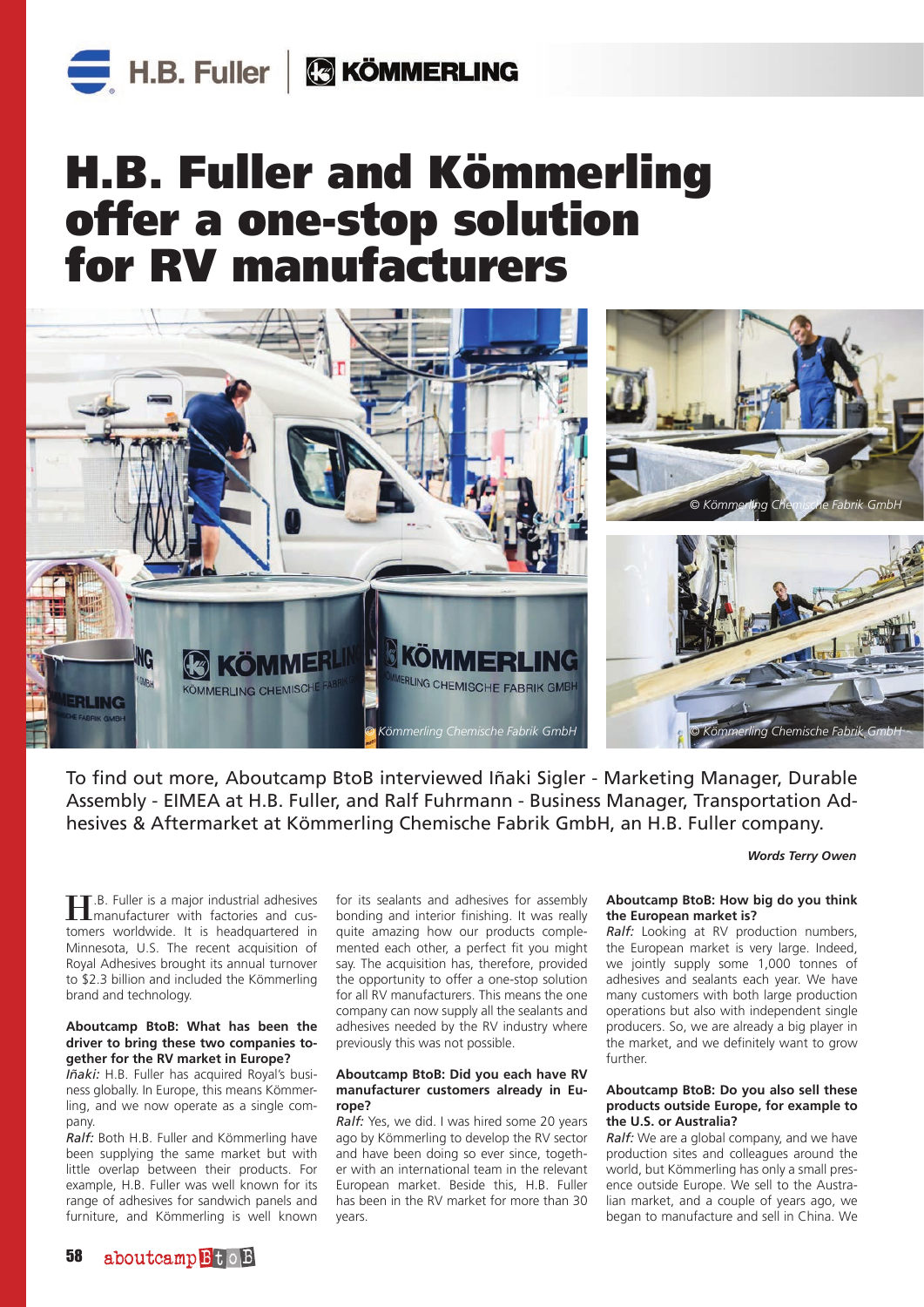# H.B. Fuller and Kömmerling offer a one-stop solution for RV manufacturers

© Kömmerling Chemische Fabrik GmbH

© Kömmerling Chemische Fabrik GmbH

© Kömmerling Chemische Fabrik GmbH

To find out more, Aboutcamp BtoB interviewed Iñaki Sigler - Marketing Manager, Durable Assembly - EIMEA at H.B. Fuller, and Ralf Fuhrmann - Business Manager, Transportation Adhesives & Aftermarket at Kömmerling Chemische Fabrik GmbH, an H.B. Fuller company.

***Words Terry Owen***

H.B. Fuller is a major industrial adhesives manufacturer with factories and customers worldwide. It is headquartered in Minnesota, U.S. The recent acquisition of Royal Adhesives brought its annual turnover to $2.3 billion and included the Kömmerling brand and technology.

**Aboutcamp BtoB: What has been the driver to bring these two companies together for the RV market in Europe?**

*Iñaki:* H.B. Fuller has acquired Royal's business globally. In Europe, this means Kömmerling, and we now operate as a single company.

*Ralf:* Both H.B. Fuller and Kömmerling have been supplying the same market but with little overlap between their products. For example, H.B. Fuller was well known for its range of adhesives for sandwich panels and furniture, and Kömmerling is well known for its sealants and adhesives for assembly bonding and interior finishing. It was really quite amazing how our products complemented each other, a perfect fit you might say. The acquisition has, therefore, provided the opportunity to offer a one-stop solution for all RV manufacturers. This means the one company can now supply all the sealants and adhesives needed by the RV industry where previously this was not possible.

**Aboutcamp BtoB: Did you each have RV manufacturer customers already in Europe?**

*Ralf:* Yes, we did. I was hired some 20 years ago by Kömmerling to develop the RV sector and have been doing so ever since, together with an international team in the relevant European market. Beside this, H.B. Fuller has been in the RV market for more than 30 years.

**Aboutcamp BtoB: How big do you think the European market is?**

*Ralf:* Looking at RV production numbers, the European market is very large. Indeed, we jointly supply some 1,000 tonnes of adhesives and sealants each year. We have many customers with both large production operations but also with independent single producers. So, we are already a big player in the market, and we definitely want to grow further.

**Aboutcamp BtoB: Do you also sell these products outside Europe, for example to the U.S. or Australia?**

*Ralf:* We are a global company, and we have production sites and colleagues around the world, but Kömmerling has only a small presence outside Europe. We sell to the Australian market, and a couple of years ago, we began to manufacture and sell in China. We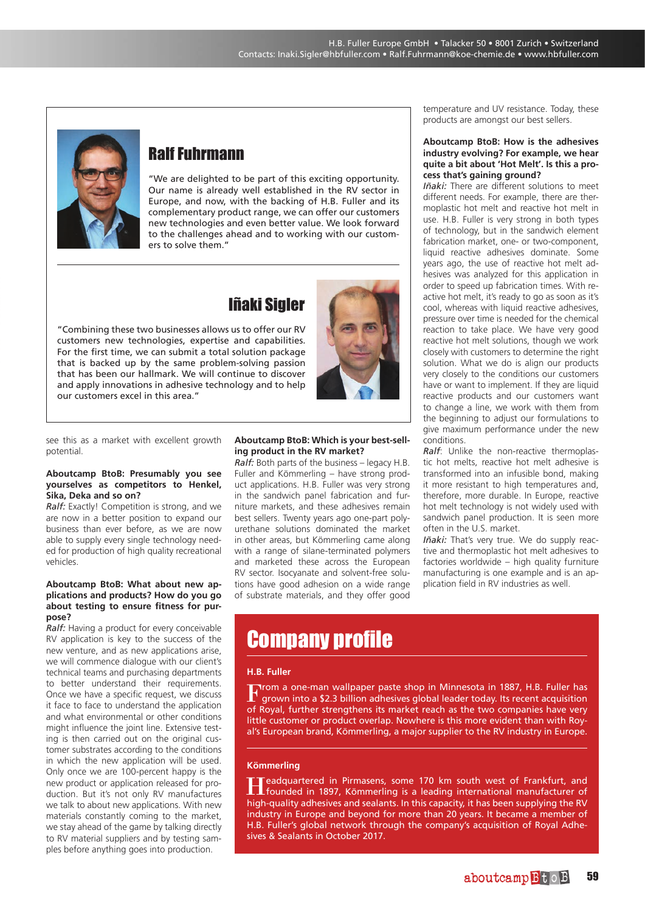H.B. Fuller Europe GmbH • Talacker 50 • 8001 Zurich • Switzerland
Contacts: Inaki.Sigler@hbfuller.com • Ralf.Fuhrmann@koe-chemie.de • www.hbfuller.com

## Ralf Fuhrmann

"We are delighted to be part of this exciting opportunity. Our name is already well established in the RV sector in Europe, and now, with the backing of H.B. Fuller and its complementary product range, we can offer our customers new technologies and even better value. We look forward to the challenges ahead and to working with our customers to solve them."

## Iñaki Sigler

"Combining these two businesses allows us to offer our RV customers new technologies, expertise and capabilities. For the first time, we can submit a total solution package that is backed up by the same problem-solving passion that has been our hallmark. We will continue to discover and apply innovations in adhesive technology and to help our customers excel in this area."

see this as a market with excellent growth potential.

**Aboutcamp BtoB: Presumably you see yourselves as competitors to Henkel, Sika, Deka and so on?**

*Ralf:* Exactly! Competition is strong, and we are now in a better position to expand our business than ever before, as we are now able to supply every single technology needed for production of high quality recreational vehicles.

**Aboutcamp BtoB: What about new applications and products? How do you go about testing to ensure fitness for purpose?**

*Ralf:* Having a product for every conceivable RV application is key to the success of the new venture, and as new applications arise, we will commence dialogue with our client's technical teams and purchasing departments to better understand their requirements. Once we have a specific request, we discuss it face to face to understand the application and what environmental or other conditions might influence the joint line. Extensive testing is then carried out on the original customer substrates according to the conditions in which the new application will be used. Only once we are 100-percent happy is the new product or application released for production. But it's not only RV manufactures we talk to about new applications. With new materials constantly coming to the market, we stay ahead of the game by talking directly to RV material suppliers and by testing samples before anything goes into production.

**Aboutcamp BtoB: Which is your best-selling product in the RV market?**

*Ralf:* Both parts of the business – legacy H.B. Fuller and Kömmerling – have strong product applications. H.B. Fuller was very strong in the sandwich panel fabrication and furniture markets, and these adhesives remain best sellers. Twenty years ago one-part polyurethane solutions dominated the market in other areas, but Kömmerling came along with a range of silane-terminated polymers and marketed these across the European RV sector. Isocyanate and solvent-free solutions have good adhesion on a wide range of substrate materials, and they offer good temperature and UV resistance. Today, these products are amongst our best sellers.

**Aboutcamp BtoB: How is the adhesives industry evolving? For example, we hear quite a bit about 'Hot Melt'. Is this a process that's gaining ground?**

*Iñaki:* There are different solutions to meet different needs. For example, there are thermoplastic hot melt and reactive hot melt in use. H.B. Fuller is very strong in both types of technology, but in the sandwich element fabrication market, one- or two-component, liquid reactive adhesives dominate. Some years ago, the use of reactive hot melt adhesives was analyzed for this application in order to speed up fabrication times. With reactive hot melt, it's ready to go as soon as it's cool, whereas with liquid reactive adhesives, pressure over time is needed for the chemical reaction to take place. We have very good reactive hot melt solutions, though we work closely with customers to determine the right solution. What we do is align our products very closely to the conditions our customers have or want to implement. If they are liquid reactive products and our customers want to change a line, we work with them from the beginning to adjust our formulations to give maximum performance under the new conditions.

*Ralf*: Unlike the non-reactive thermoplastic hot melts, reactive hot melt adhesive is transformed into an infusible bond, making it more resistant to high temperatures and, therefore, more durable. In Europe, reactive hot melt technology is not widely used with sandwich panel production. It is seen more often in the U.S. market.

*Iñaki:* That's very true. We do supply reactive and thermoplastic hot melt adhesives to factories worldwide – high quality furniture manufacturing is one example and is an application field in RV industries as well.

## Company profile

### H.B. Fuller

From a one-man wallpaper paste shop in Minnesota in 1887, H.B. Fuller has grown into a $2.3 billion adhesives global leader today. Its recent acquisition of Royal, further strengthens its market reach as the two companies have very little customer or product overlap. Nowhere is this more evident than with Royal's European brand, Kömmerling, a major supplier to the RV industry in Europe.

### Kömmerling

Headquartered in Pirmasens, some 170 km south west of Frankfurt, and founded in 1897, Kömmerling is a leading international manufacturer of high-quality adhesives and sealants. In this capacity, it has been supplying the RV industry in Europe and beyond for more than 20 years. It became a member of H.B. Fuller's global network through the company's acquisition of Royal Adhesives & Sealants in October 2017.